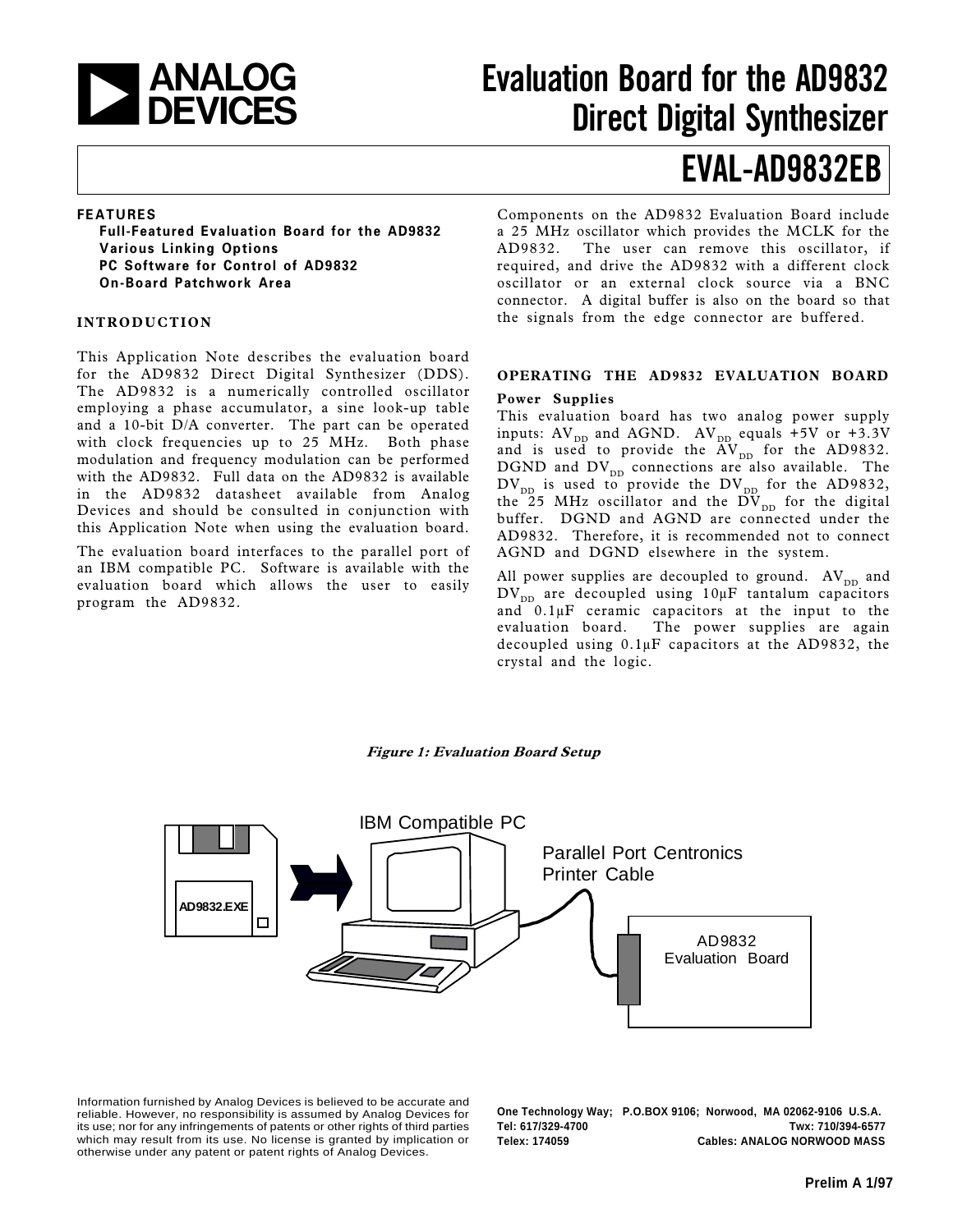# Evaluation Board for the AD9832 Direct Digital Synthesizer

# EVAL-AD9832EB

**FEATURES**

- **Full-Featured Evaluation Board for the AD9832**
- **Various Linking Options**
- **PC Software for Control of AD9832**
- **On-Board Patchwork Area**

## INTRODUCTION

This Application Note describes the evaluation board for the AD9832 Direct Digital Synthesizer (DDS). The AD9832 is a numerically controlled oscillator employing a phase accumulator, a sine look-up table and a 10-bit D/A converter. The part can be operated with clock frequencies up to 25 MHz. Both phase modulation and frequency modulation can be performed with the AD9832. Full data on the AD9832 is available in the AD9832 datasheet available from Analog Devices and should be consulted in conjunction with this Application Note when using the evaluation board.

The evaluation board interfaces to the parallel port of an IBM compatible PC. Software is available with the evaluation board which allows the user to easily program the AD9832.

Components on the AD9832 Evaluation Board include a 25 MHz oscillator which provides the MCLK for the AD9832. The user can remove this oscillator, if required, and drive the AD9832 with a different clock oscillator or an external clock source via a BNC connector. A digital buffer is also on the board so that the signals from the edge connector are buffered.

## OPERATING THE AD9832 EVALUATION BOARD

### Power Supplies

This evaluation board has two analog power supply inputs: $AV_{DD}$ and AGND. $AV_{DD}$ equals +5V or +3.3V and is used to provide the $AV_{DD}$ for the AD9832. DGND and $DV_{DD}$ connections are also available. The $DV_{DD}$ is used to provide the $DV_{DD}$ for the AD9832, the 25 MHz oscillator and the $DV_{DD}$ for the digital buffer. DGND and AGND are connected under the AD9832. Therefore, it is recommended not to connect AGND and DGND elsewhere in the system.

All power supplies are decoupled to ground. $AV_{DD}$ and $DV_{DD}$ are decoupled using 10µF tantalum capacitors and 0.1µF ceramic capacitors at the input to the evaluation board. The power supplies are again decoupled using 0.1µF capacitors at the AD9832, the crystal and the logic.

*Figure 1: Evaluation Board Setup*

AD9832.EXE

IBM Compatible PC

Parallel Port Centronics Printer Cable

AD9832 Evaluation Board

Information furnished by Analog Devices is believed to be accurate and reliable. However, no responsibility is assumed by Analog Devices for its use; nor for any infringements of patents or other rights of third parties which may result from its use. No license is granted by implication or otherwise under any patent or patent rights of Analog Devices.

**One Technology Way; P.O.BOX 9106; Norwood, MA 02062-9106 U.S.A.**
**Tel: 617/329-4700 Twx: 710/394-6577**
**Telex: 174059 Cables: ANALOG NORWOOD MASS**

**Prelim A 1/97**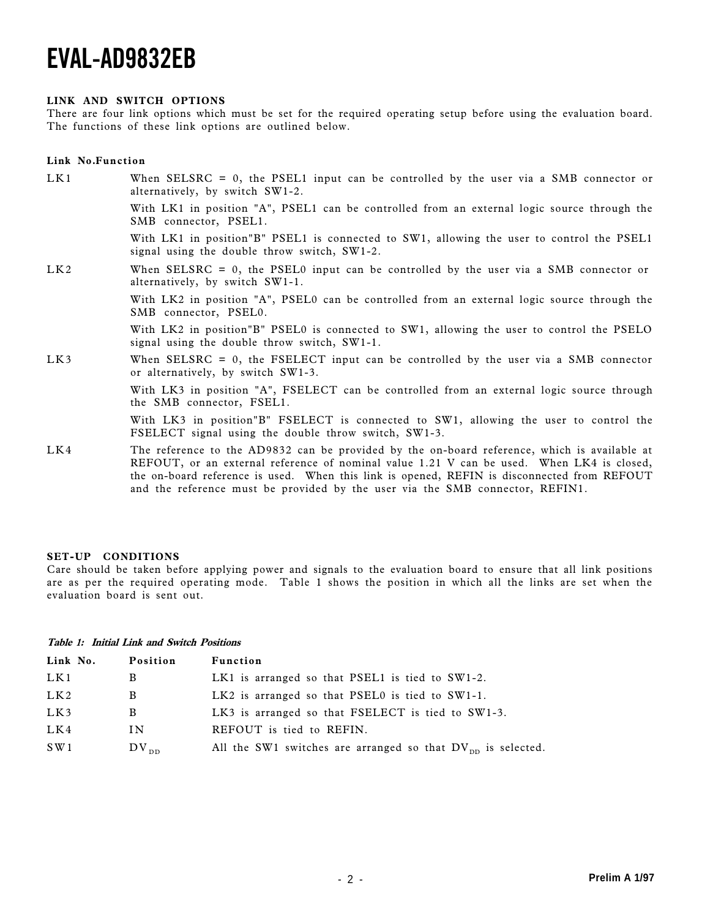# EVAL-AD9832EB

## LINK AND SWITCH OPTIONS

There are four link options which must be set for the required operating setup before using the evaluation board. The functions of these link options are outlined below.

**Link No.Function**

LK1 — When SELSRC = 0, the PSEL1 input can be controlled by the user via a SMB connector or alternatively, by switch SW1-2.

With LK1 in position "A", PSEL1 can be controlled from an external logic source through the SMB connector, PSEL1.

With LK1 in position"B" PSEL1 is connected to SW1, allowing the user to control the PSEL1 signal using the double throw switch, SW1-2.

LK2 — When SELSRC = 0, the PSEL0 input can be controlled by the user via a SMB connector or alternatively, by switch SW1-1.

With LK2 in position "A", PSEL0 can be controlled from an external logic source through the SMB connector, PSEL0.

With LK2 in position"B" PSEL0 is connected to SW1, allowing the user to control the PSELO signal using the double throw switch, SW1-1.

LK3 — When SELSRC = 0, the FSELECT input can be controlled by the user via a SMB connector or alternatively, by switch SW1-3.

With LK3 in position "A", FSELECT can be controlled from an external logic source through the SMB connector, FSEL1.

With LK3 in position"B" FSELECT is connected to SW1, allowing the user to control the FSELECT signal using the double throw switch, SW1-3.

LK4 — The reference to the AD9832 can be provided by the on-board reference, which is available at REFOUT, or an external reference of nominal value 1.21 V can be used. When LK4 is closed, the on-board reference is used. When this link is opened, REFIN is disconnected from REFOUT and the reference must be provided by the user via the SMB connector, REFIN1.

## SET-UP CONDITIONS

Care should be taken before applying power and signals to the evaluation board to ensure that all link positions are as per the required operating mode. Table 1 shows the position in which all the links are set when the evaluation board is sent out.

***Table 1: Initial Link and Switch Positions***

| Link No. | Position | Function |
|---|---|---|
| LK1 | B | LK1 is arranged so that PSEL1 is tied to SW1-2. |
| LK2 | B | LK2 is arranged so that PSEL0 is tied to SW1-1. |
| LK3 | B | LK3 is arranged so that FSELECT is tied to SW1-3. |
| LK4 | IN | REFOUT is tied to REFIN. |
| SW1 | $DV_{DD}$ | All the SW1 switches are arranged so that $DV_{DD}$ is selected. |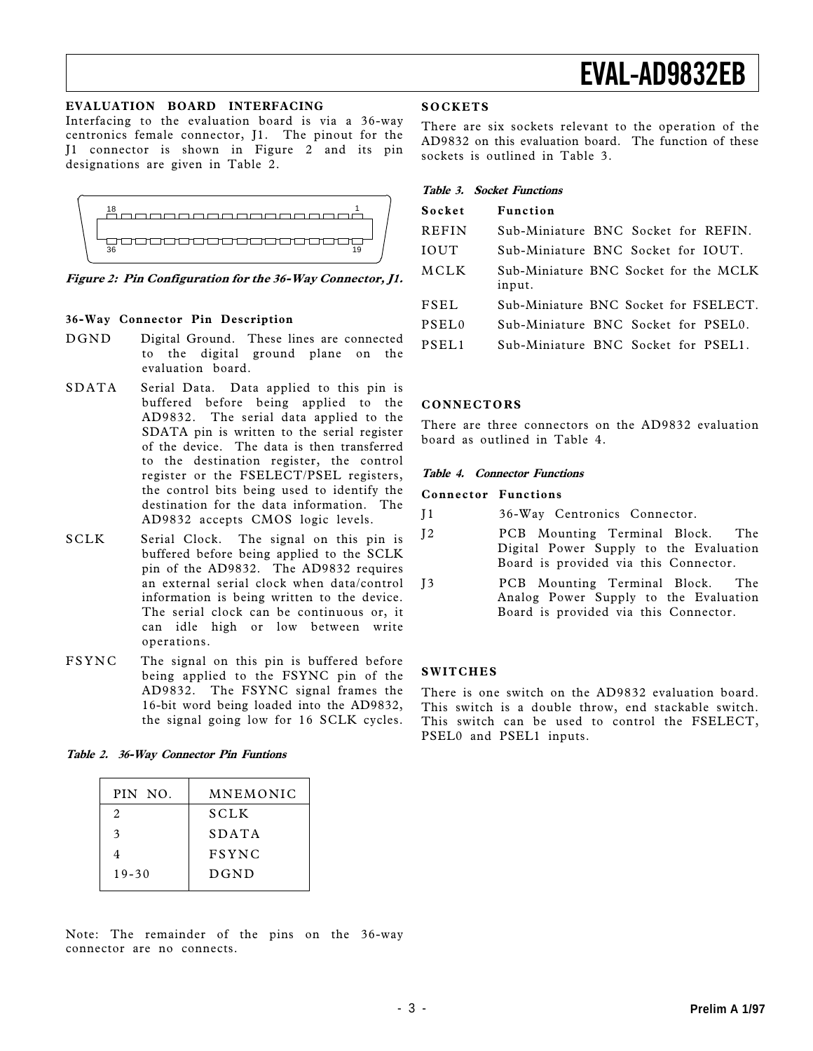## EVALUATION BOARD INTERFACING

Interfacing to the evaluation board is via a 36-way centronics female connector, J1. The pinout for the J1 connector is shown in Figure 2 and its pin designations are given in Table 2.

*Figure 2: Pin Configuration for the 36-Way Connector, J1.*

### 36-Way Connector Pin Description

**DGND** Digital Ground. These lines are connected to the digital ground plane on the evaluation board.

**SDATA** Serial Data. Data applied to this pin is buffered before being applied to the AD9832. The serial data applied to the SDATA pin is written to the serial register of the device. The data is then transferred to the destination register, the control register or the FSELECT/PSEL registers, the control bits being used to identify the destination for the data information. The AD9832 accepts CMOS logic levels.

**SCLK** Serial Clock. The signal on this pin is buffered before being applied to the SCLK pin of the AD9832. The AD9832 requires an external serial clock when data/control information is being written to the device. The serial clock can be continuous or, it can idle high or low between write operations.

**FSYNC** The signal on this pin is buffered before being applied to the FSYNC pin of the AD9832. The FSYNC signal frames the 16-bit word being loaded into the AD9832, the signal going low for 16 SCLK cycles.

*Table 2. 36-Way Connector Pin Funtions*

| PIN NO. | MNEMONIC |
|---|---|
| 2 | SCLK |
| 3 | SDATA |
| 4 | FSYNC |
| 19-30 | DGND |

Note: The remainder of the pins on the 36-way connector are no connects.

## SOCKETS

There are six sockets relevant to the operation of the AD9832 on this evaluation board. The function of these sockets is outlined in Table 3.

*Table 3. Socket Functions*

| Socket | Function |
|---|---|
| REFIN | Sub-Miniature BNC Socket for REFIN. |
| IOUT | Sub-Miniature BNC Socket for IOUT. |
| MCLK | Sub-Miniature BNC Socket for the MCLK input. |
| FSEL | Sub-Miniature BNC Socket for FSELECT. |
| PSEL0 | Sub-Miniature BNC Socket for PSEL0. |
| PSEL1 | Sub-Miniature BNC Socket for PSEL1. |

## CONNECTORS

There are three connectors on the AD9832 evaluation board as outlined in Table 4.

*Table 4. Connector Functions*

| Connector | Functions |
|---|---|
| J1 | 36-Way Centronics Connector. |
| J2 | PCB Mounting Terminal Block. The Digital Power Supply to the Evaluation Board is provided via this Connector. |
| J3 | PCB Mounting Terminal Block. The Analog Power Supply to the Evaluation Board is provided via this Connector. |

## SWITCHES

There is one switch on the AD9832 evaluation board. This switch is a double throw, end stackable switch. This switch can be used to control the FSELECT, PSEL0 and PSEL1 inputs.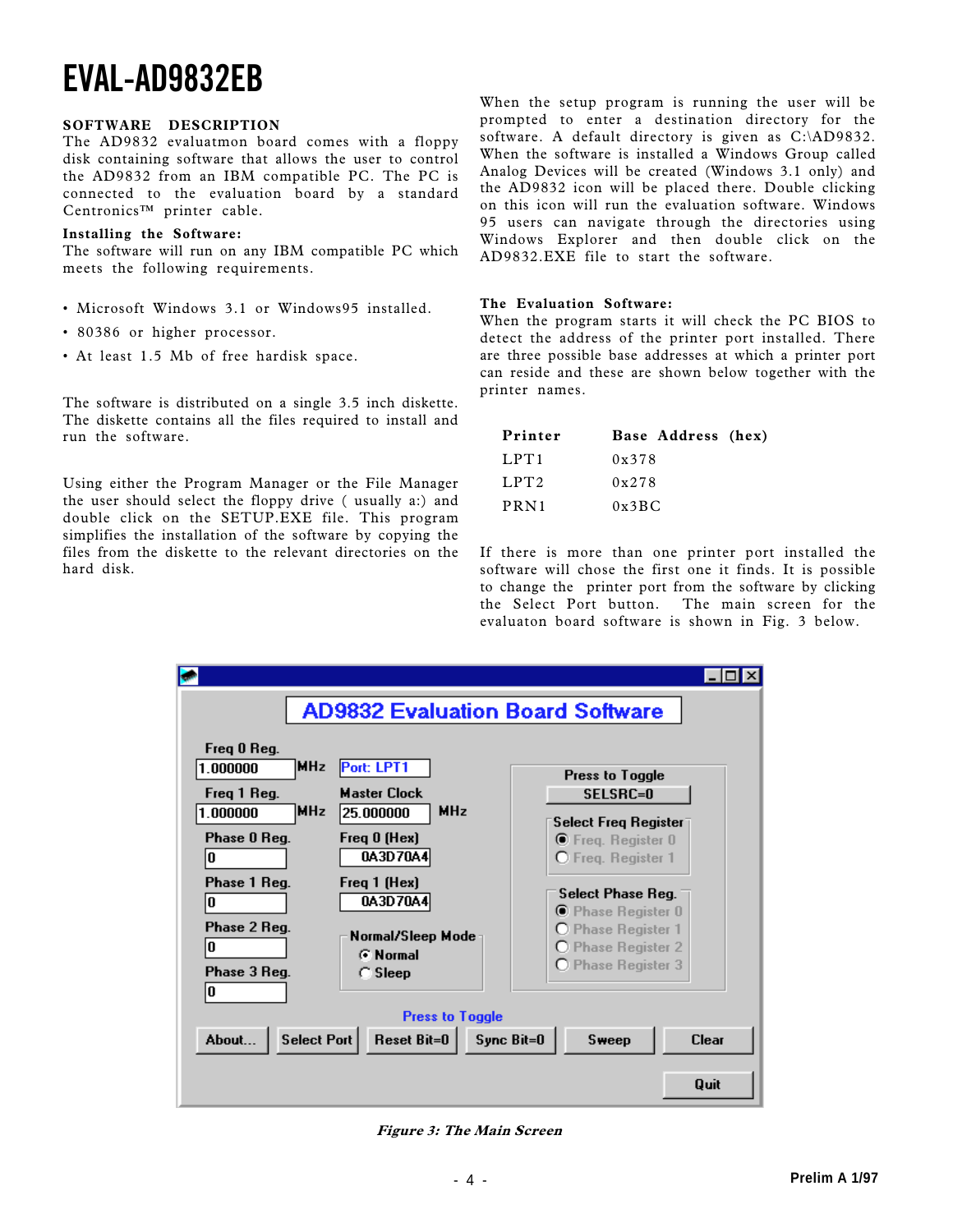# EVAL-AD9832EB

## SOFTWARE DESCRIPTION

The AD9832 evaluatmon board comes with a floppy disk containing software that allows the user to control the AD9832 from an IBM compatible PC. The PC is connected to the evaluation board by a standard Centronics™ printer cable.

### Installing the Software:

The software will run on any IBM compatible PC which meets the following requirements.

- Microsoft Windows 3.1 or Windows95 installed.
- 80386 or higher processor.
- At least 1.5 Mb of free hardisk space.

The software is distributed on a single 3.5 inch diskette. The diskette contains all the files required to install and run the software.

Using either the Program Manager or the File Manager the user should select the floppy drive ( usually a:) and double click on the SETUP.EXE file. This program simplifies the installation of the software by copying the files from the diskette to the relevant directories on the hard disk.

When the setup program is running the user will be prompted to enter a destination directory for the software. A default directory is given as C:\AD9832. When the software is installed a Windows Group called Analog Devices will be created (Windows 3.1 only) and the AD9832 icon will be placed there. Double clicking on this icon will run the evaluation software. Windows 95 users can navigate through the directories using Windows Explorer and then double click on the AD9832.EXE file to start the software.

### The Evaluation Software:

When the program starts it will check the PC BIOS to detect the address of the printer port installed. There are three possible base addresses at which a printer port can reside and these are shown below together with the printer names.

| Printer | Base Address (hex) |
|---|---|
| LPT1 | 0x378 |
| LPT2 | 0x278 |
| PRN1 | 0x3BC |

If there is more than one printer port installed the software will chose the first one it finds. It is possible to change the printer port from the software by clicking the Select Port button. The main screen for the evaluaton board software is shown in Fig. 3 below.

*Figure 3: The Main Screen*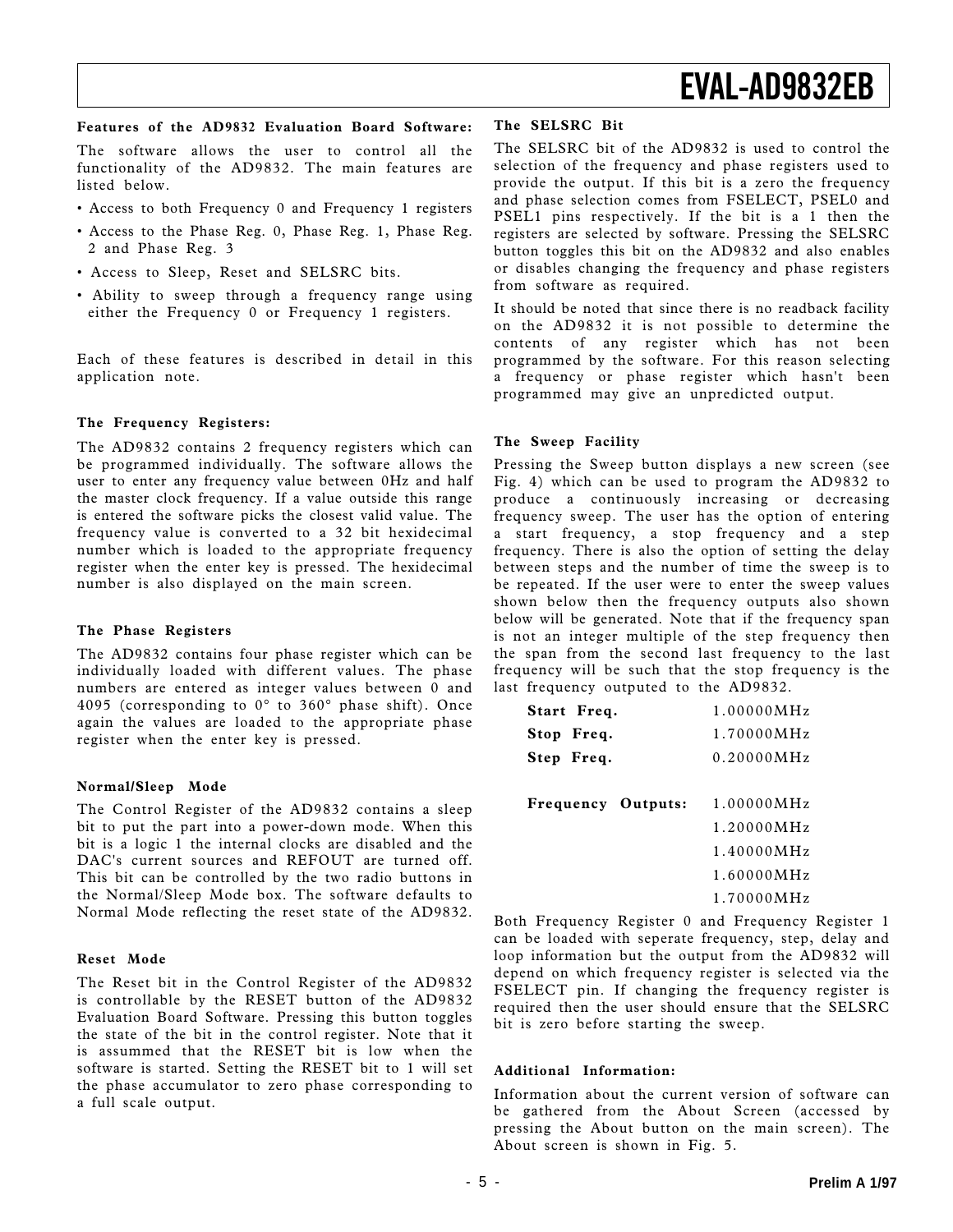### Features of the AD9832 Evaluation Board Software:

The software allows the user to control all the functionality of the AD9832. The main features are listed below.

- Access to both Frequency 0 and Frequency 1 registers
- Access to the Phase Reg. 0, Phase Reg. 1, Phase Reg. 2 and Phase Reg. 3
- Access to Sleep, Reset and SELSRC bits.
- Ability to sweep through a frequency range using either the Frequency 0 or Frequency 1 registers.

Each of these features is described in detail in this application note.

### The Frequency Registers:

The AD9832 contains 2 frequency registers which can be programmed individually. The software allows the user to enter any frequency value between 0Hz and half the master clock frequency. If a value outside this range is entered the software picks the closest valid value. The frequency value is converted to a 32 bit hexidecimal number which is loaded to the appropriate frequency register when the enter key is pressed. The hexidecimal number is also displayed on the main screen.

### The Phase Registers

The AD9832 contains four phase register which can be individually loaded with different values. The phase numbers are entered as integer values between 0 and 4095 (corresponding to 0° to 360° phase shift). Once again the values are loaded to the appropriate phase register when the enter key is pressed.

### Normal/Sleep Mode

The Control Register of the AD9832 contains a sleep bit to put the part into a power-down mode. When this bit is a logic 1 the internal clocks are disabled and the DAC's current sources and REFOUT are turned off. This bit can be controlled by the two radio buttons in the Normal/Sleep Mode box. The software defaults to Normal Mode reflecting the reset state of the AD9832.

### Reset Mode

The Reset bit in the Control Register of the AD9832 is controllable by the RESET button of the AD9832 Evaluation Board Software. Pressing this button toggles the state of the bit in the control register. Note that it is assummed that the RESET bit is low when the software is started. Setting the RESET bit to 1 will set the phase accumulator to zero phase corresponding to a full scale output.

### The SELSRC Bit

The SELSRC bit of the AD9832 is used to control the selection of the frequency and phase registers used to provide the output. If this bit is a zero the frequency and phase selection comes from FSELECT, PSEL0 and PSEL1 pins respectively. If the bit is a 1 then the registers are selected by software. Pressing the SELSRC button toggles this bit on the AD9832 and also enables or disables changing the frequency and phase registers from software as required.

It should be noted that since there is no readback facility on the AD9832 it is not possible to determine the contents of any register which has not been programmed by the software. For this reason selecting a frequency or phase register which hasn't been programmed may give an unpredicted output.

### The Sweep Facility

Pressing the Sweep button displays a new screen (see Fig. 4) which can be used to program the AD9832 to produce a continuously increasing or decreasing frequency sweep. The user has the option of entering a start frequency, a stop frequency and a step frequency. There is also the option of setting the delay between steps and the number of time the sweep is to be repeated. If the user were to enter the sweep values shown below then the frequency outputs also shown below will be generated. Note that if the frequency span is not an integer multiple of the step frequency then the span from the second last frequency to the last frequency will be such that the stop frequency is the last frequency outputed to the AD9832.

| | |
|---|---|
| **Start Freq.** | 1.00000MHz |
| **Stop Freq.** | 1.70000MHz |
| **Step Freq.** | 0.20000MHz |
| | |
| **Frequency Outputs:** | 1.00000MHz |
| | 1.20000MHz |
| | 1.40000MHz |
| | 1.60000MHz |
| | 1.70000MHz |

Both Frequency Register 0 and Frequency Register 1 can be loaded with seperate frequency, step, delay and loop information but the output from the AD9832 will depend on which frequency register is selected via the FSELECT pin. If changing the frequency register is required then the user should ensure that the SELSRC bit is zero before starting the sweep.

### Additional Information:

Information about the current version of software can be gathered from the About Screen (accessed by pressing the About button on the main screen). The About screen is shown in Fig. 5.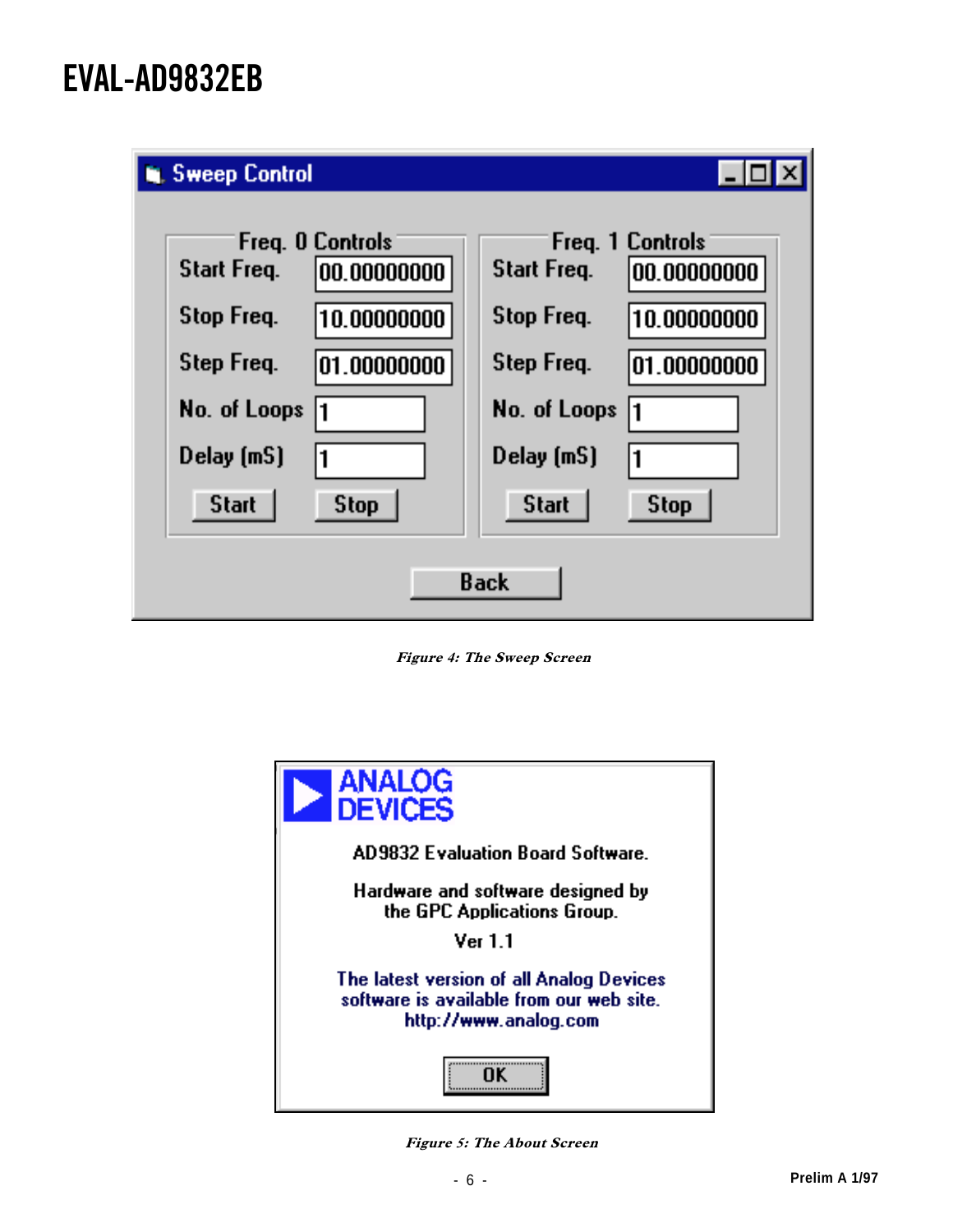| Freq. 0 Controls | | Freq. 1 Controls | |
|---|---|---|---|
| Start Freq. | 00.00000000 | Start Freq. | 00.00000000 |
| Stop Freq. | 10.00000000 | Stop Freq. | 10.00000000 |
| Step Freq. | 01.00000000 | Step Freq. | 01.00000000 |
| No. of Loops | 1 | No. of Loops | 1 |
| Delay (mS) | 1 | Delay (mS) | 1 |
| Start | Stop | Start | Stop |

Sweep Control

Back

***Figure 4: The Sweep Screen***

ANALOG DEVICES

AD9832 Evaluation Board Software.

Hardware and software designed by the GPC Applications Group.

Ver 1.1

The latest version of all Analog Devices software is available from our web site. http://www.analog.com

OK

***Figure 5: The About Screen***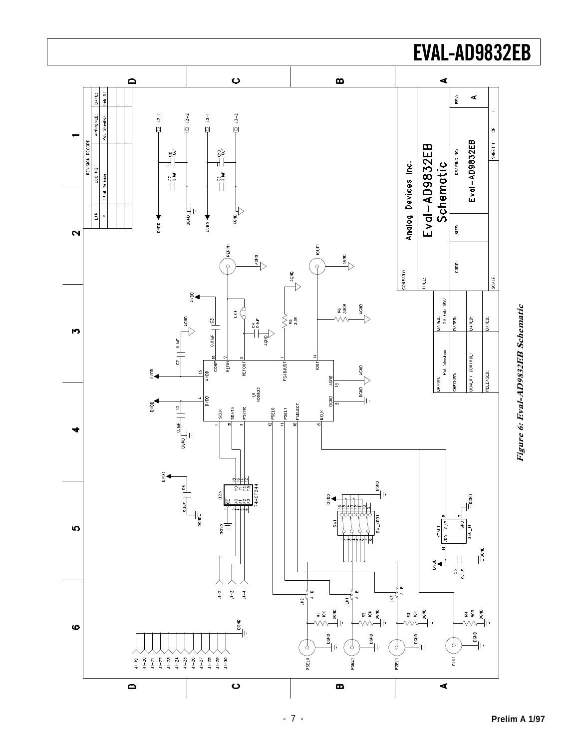# EVAL-AD9832EB

*Figure 6: Eval-AD9832EB Schematic*

Prelim A 1/97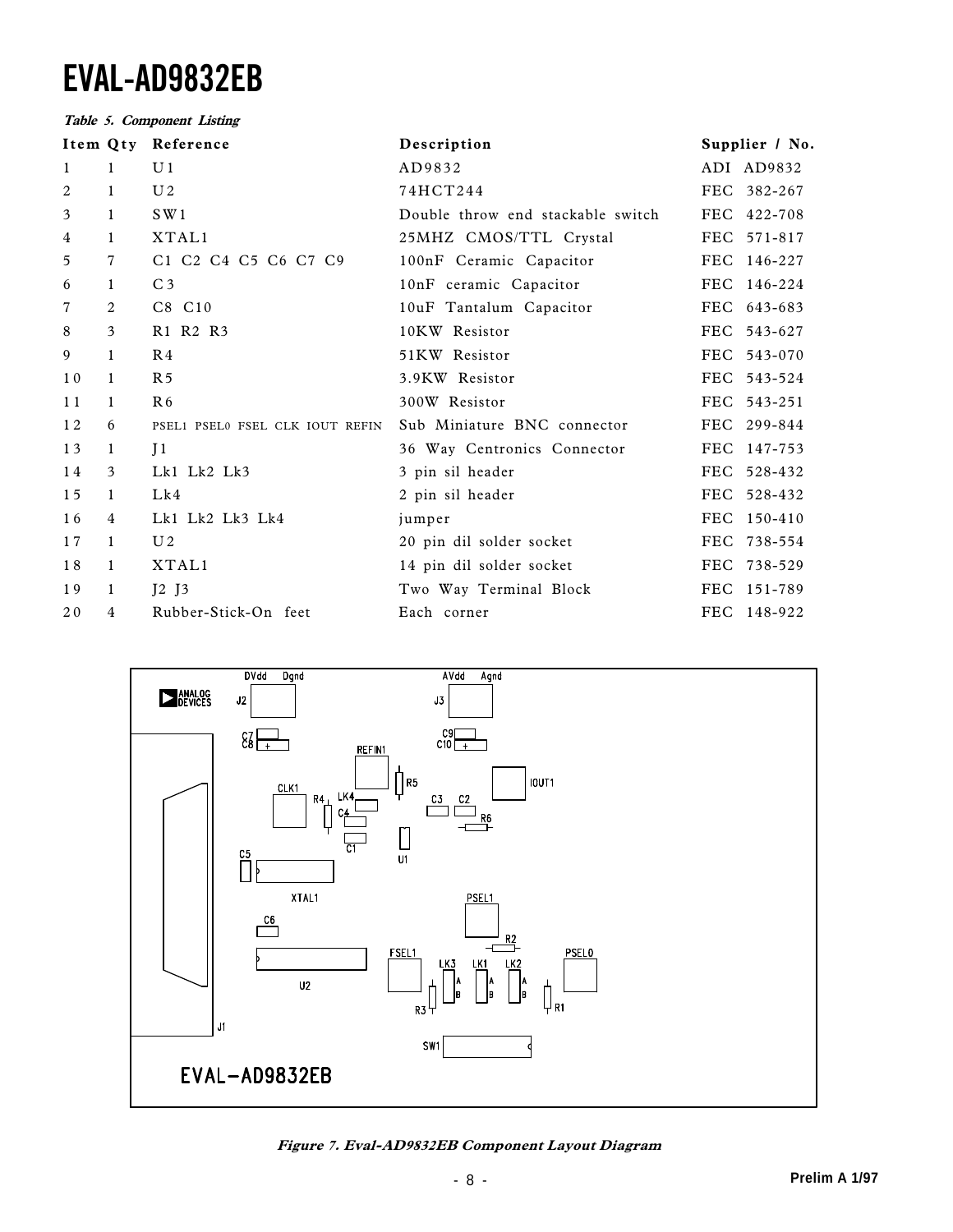# EVAL-AD9832EB

***Table 5. Component Listing***

| Item | Qty | Reference | Description | Supplier / No. |
|---|---|---|---|---|
| 1 | 1 | U1 | AD9832 | ADI AD9832 |
| 2 | 1 | U2 | 74HCT244 | FEC 382-267 |
| 3 | 1 | SW1 | Double throw end stackable switch | FEC 422-708 |
| 4 | 1 | XTAL1 | 25MHZ CMOS/TTL Crystal | FEC 571-817 |
| 5 | 7 | C1 C2 C4 C5 C6 C7 C9 | 100nF Ceramic Capacitor | FEC 146-227 |
| 6 | 1 | C3 | 10nF ceramic Capacitor | FEC 146-224 |
| 7 | 2 | C8 C10 | 10uF Tantalum Capacitor | FEC 643-683 |
| 8 | 3 | R1 R2 R3 | 10KW Resistor | FEC 543-627 |
| 9 | 1 | R4 | 51KW Resistor | FEC 543-070 |
| 10 | 1 | R5 | 3.9KW Resistor | FEC 543-524 |
| 11 | 1 | R6 | 300W Resistor | FEC 543-251 |
| 12 | 6 | PSEL1 PSEL0 FSEL CLK IOUT REFIN | Sub Miniature BNC connector | FEC 299-844 |
| 13 | 1 | J1 | 36 Way Centronics Connector | FEC 147-753 |
| 14 | 3 | Lk1 Lk2 Lk3 | 3 pin sil header | FEC 528-432 |
| 15 | 1 | Lk4 | 2 pin sil header | FEC 528-432 |
| 16 | 4 | Lk1 Lk2 Lk3 Lk4 | jumper | FEC 150-410 |
| 17 | 1 | U2 | 20 pin dil solder socket | FEC 738-554 |
| 18 | 1 | XTAL1 | 14 pin dil solder socket | FEC 738-529 |
| 19 | 1 | J2 J3 | Two Way Terminal Block | FEC 151-789 |
| 20 | 4 | Rubber-Stick-On feet | Each corner | FEC 148-922 |

DVdd Dgnd
J2
AVdd Agnd
J3
ANALOG DEVICES
C7
C8
C9
C10
REFIN1
R5
IOUT1
CLK1
R4
LK4
C4
C3
C2
R6
C1
U1
C5
XTAL1
PSEL1
C6
R2
FSEL1
LK3
LK1
LK2
PSEL0
U2
R3
R1
J1
SW1
EVAL–AD9832EB

***Figure 7. Eval-AD9832EB Component Layout Diagram***

Prelim A 1/97